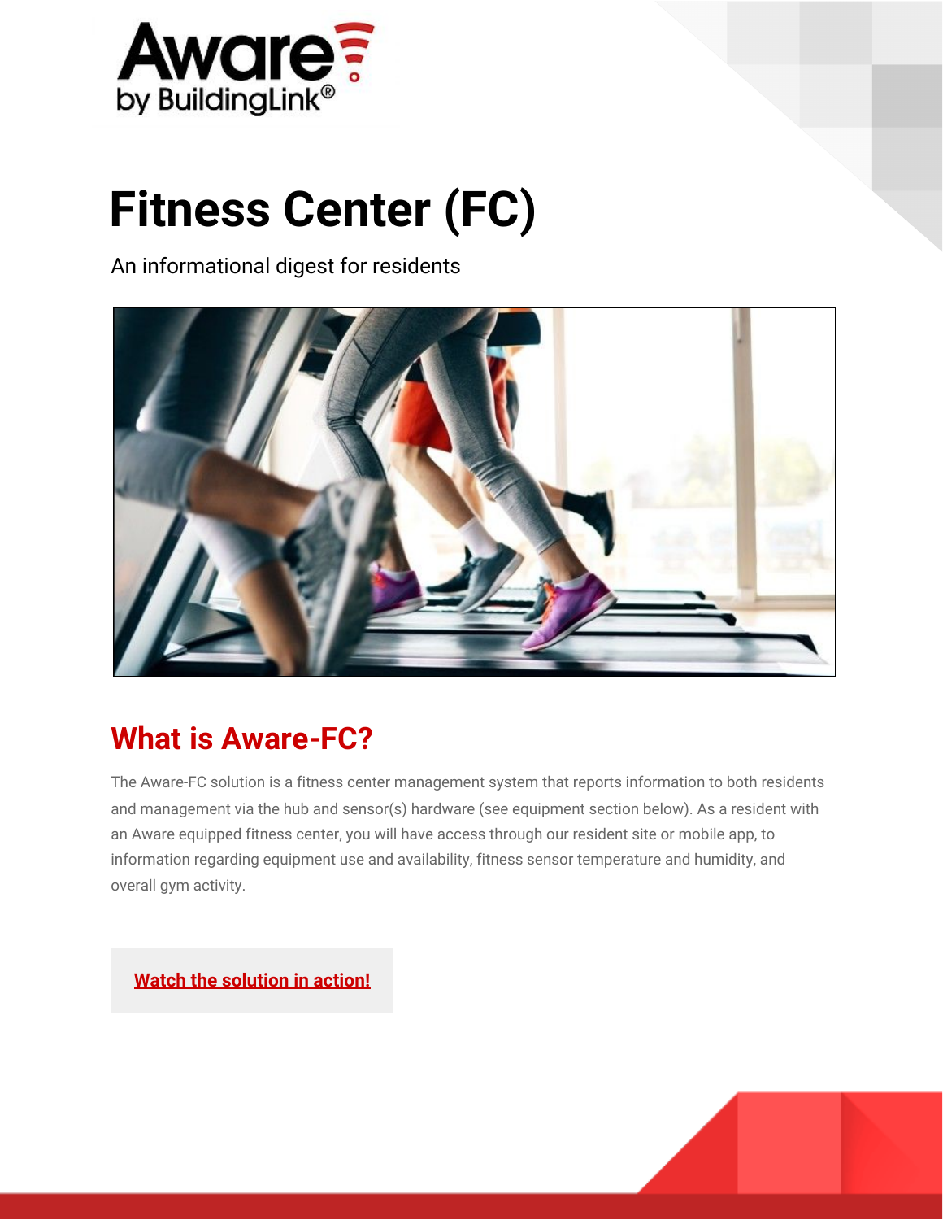Aware by BuildingLink®

# Fitness Center (FC)

An informational digest for residents

## What is Aware-FC?

The Aware-FC solution is a fitness center management system that reports information to both residents and management via the hub and sensor(s) hardware (see equipment section below). As a resident with an Aware equipped fitness center, you will have access through our resident site or mobile app, to information regarding equipment use and availability, fitness sensor temperature and humidity, and overall gym activity.

**Watch the solution in action!**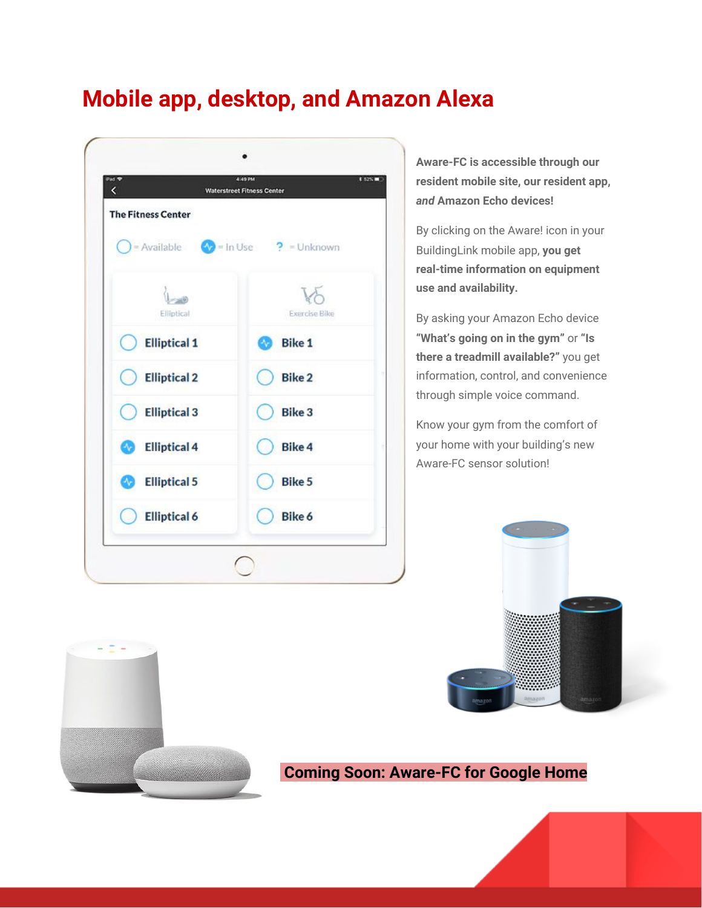# Mobile app, desktop, and Amazon Alexa

**Aware-FC is accessible through our resident mobile site, our resident app, *and* Amazon Echo devices!**

By clicking on the Aware! icon in your BuildingLink mobile app, **you get real-time information on equipment use and availability.**

By asking your Amazon Echo device **"What's going on in the gym"** or **"Is there a treadmill available?"** you get information, control, and convenience through simple voice command.

Know your gym from the comfort of your home with your building's new Aware-FC sensor solution!

**Coming Soon: Aware-FC for Google Home**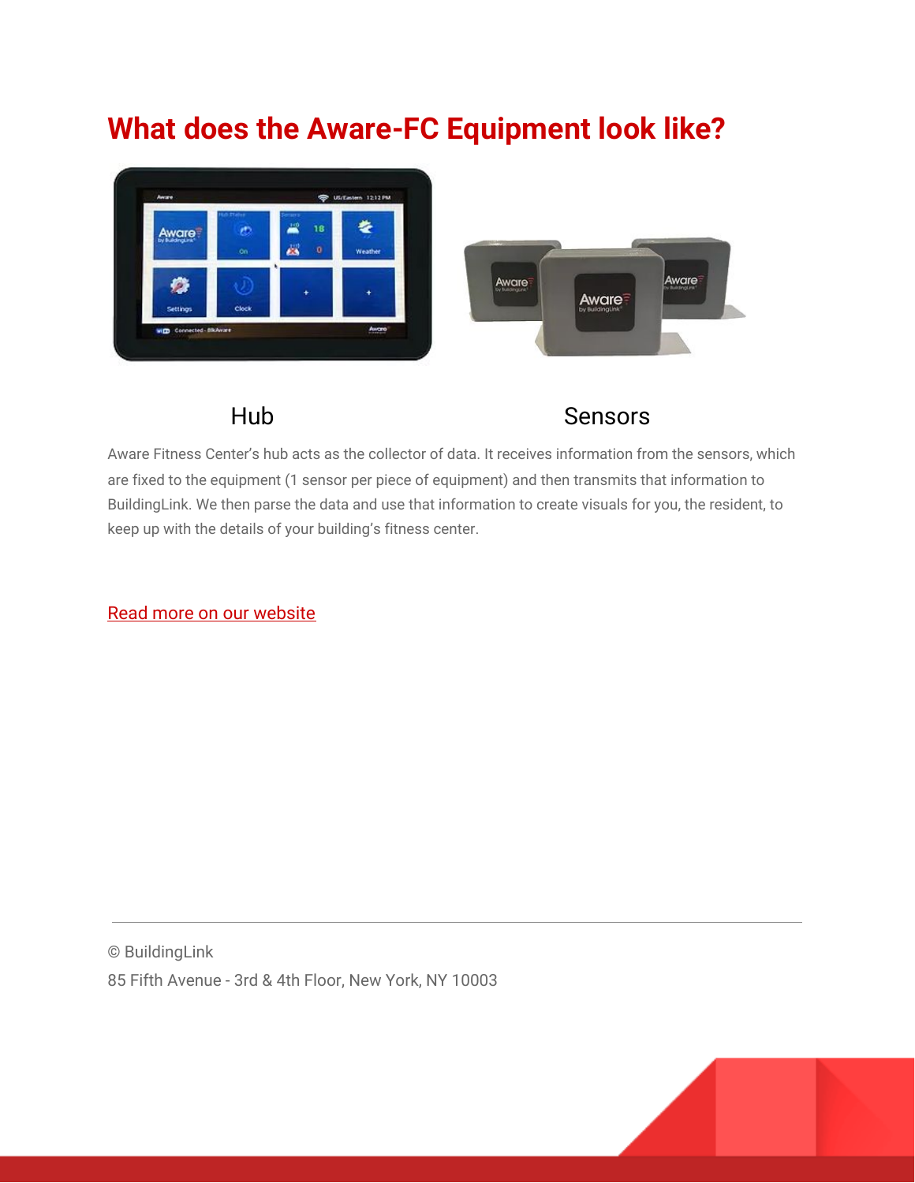# What does the Aware-FC Equipment look like?

Hub

Sensors

Aware Fitness Center's hub acts as the collector of data. It receives information from the sensors, which are fixed to the equipment (1 sensor per piece of equipment) and then transmits that information to BuildingLink. We then parse the data and use that information to create visuals for you, the resident, to keep up with the details of your building's fitness center.

[Read more on our website]

© BuildingLink

85 Fifth Avenue - 3rd & 4th Floor, New York, NY 10003